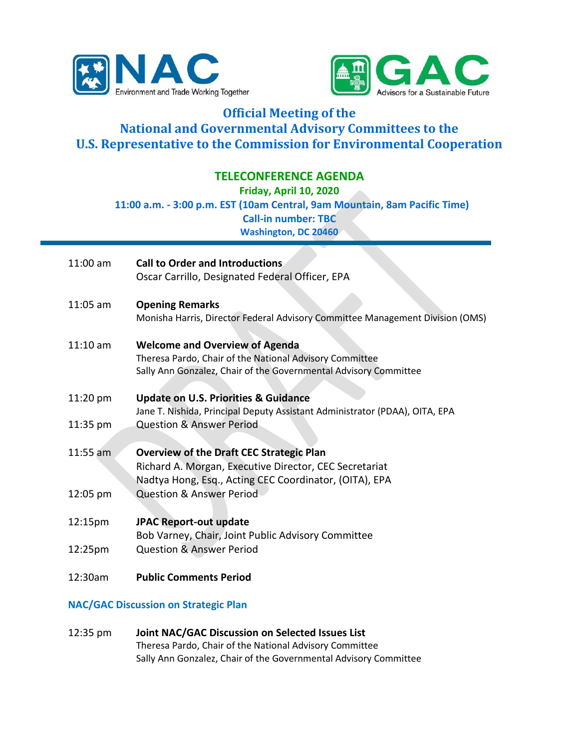NAC
Environment and Trade Working Together

GAC
Advisors for a Sustainable Future

# Official Meeting of the National and Governmental Advisory Committees to the U.S. Representative to the Commission for Environmental Cooperation

## TELECONFERENCE AGENDA

**Friday, April 10, 2020**
**11:00 a.m. - 3:00 p.m. EST (10am Central, 9am Mountain, 8am Pacific Time)**
**Call-in number: TBC**
**Washington, DC 20460**

DRAFT

---

11:00 am **Call to Order and Introductions**
Oscar Carrillo, Designated Federal Officer, EPA

11:05 am **Opening Remarks**
Monisha Harris, Director Federal Advisory Committee Management Division (OMS)

11:10 am **Welcome and Overview of Agenda**
Theresa Pardo, Chair of the National Advisory Committee
Sally Ann Gonzalez, Chair of the Governmental Advisory Committee

11:20 pm **Update on U.S. Priorities & Guidance**
Jane T. Nishida, Principal Deputy Assistant Administrator (PDAA), OITA, EPA

11:35 pm Question & Answer Period

11:55 am **Overview of the Draft CEC Strategic Plan**
Richard A. Morgan, Executive Director, CEC Secretariat
Nadtya Hong, Esq., Acting CEC Coordinator, (OITA), EPA

12:05 pm Question & Answer Period

12:15pm **JPAC Report-out update**
Bob Varney, Chair, Joint Public Advisory Committee

12:25pm Question & Answer Period

12:30am **Public Comments Period**

### NAC/GAC Discussion on Strategic Plan

12:35 pm **Joint NAC/GAC Discussion on Selected Issues List**
Theresa Pardo, Chair of the National Advisory Committee
Sally Ann Gonzalez, Chair of the Governmental Advisory Committee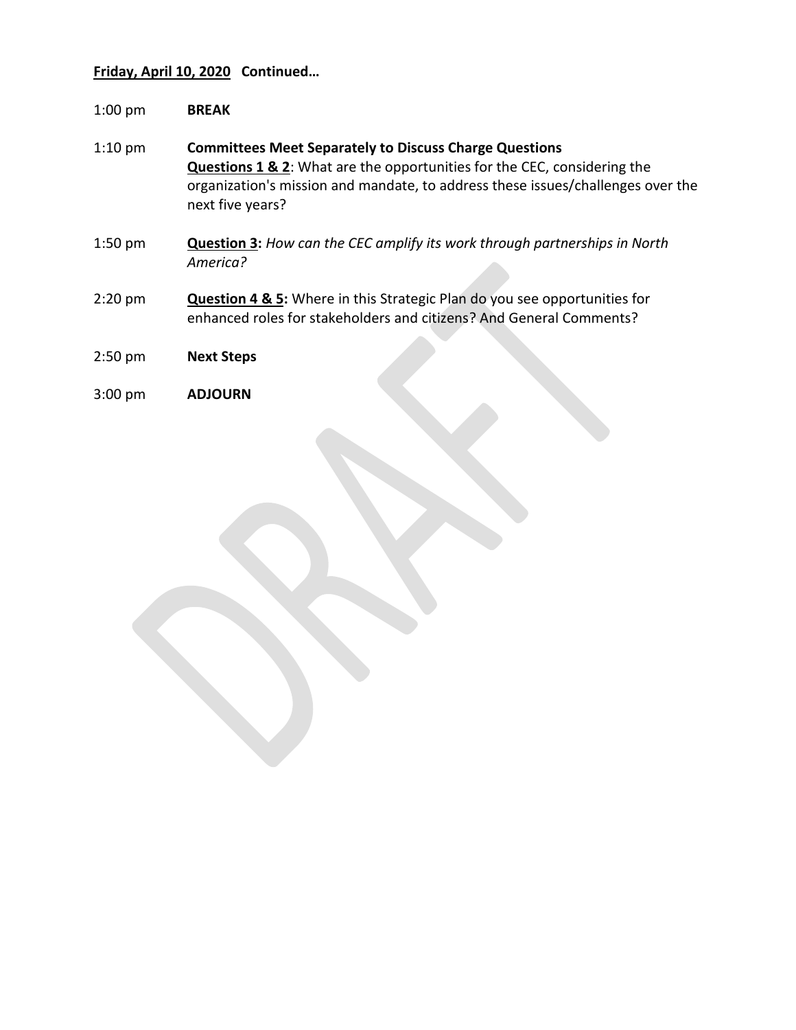**Friday, April 10, 2020 Continued…**

1:00 pm **BREAK**

1:10 pm **Committees Meet Separately to Discuss Charge Questions**
**Questions 1 & 2**: What are the opportunities for the CEC, considering the organization's mission and mandate, to address these issues/challenges over the next five years?

1:50 pm **Question 3:** *How can the CEC amplify its work through partnerships in North America?*

2:20 pm **Question 4 & 5:** Where in this Strategic Plan do you see opportunities for enhanced roles for stakeholders and citizens? And General Comments?

2:50 pm **Next Steps**

3:00 pm **ADJOURN**